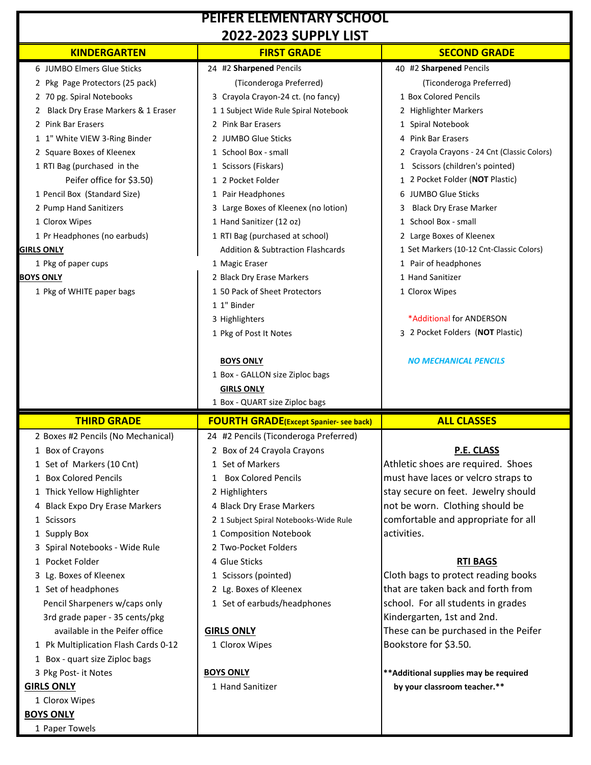# PEIFER ELEMENTARY SCHOOL
## 2022-2023 SUPPLY LIST

### KINDERGARTEN

- 6 JUMBO Elmers Glue Sticks
- 2 Pkg Page Protectors (25 pack)
- 2 70 pg. Spiral Notebooks
- 2 Black Dry Erase Markers & 1 Eraser
- 2 Pink Bar Erasers
- 1 1" White VIEW 3-Ring Binder
- 2 Square Boxes of Kleenex
- 1 RTI Bag (purchased in the Peifer office for $3.50)
- 1 Pencil Box (Standard Size)
- 2 Pump Hand Sanitizers
- 1 Clorox Wipes
- 1 Pr Headphones (no earbuds)

**GIRLS ONLY**

- 1 Pkg of paper cups

**BOYS ONLY**

- 1 Pkg of WHITE paper bags

### FIRST GRADE

- 24 #2 **Sharpened** Pencils (Ticonderoga Preferred)
- 3 Crayola Crayon-24 ct. (no fancy)
- 1 1 Subject Wide Rule Spiral Notebook
- 2 Pink Bar Erasers
- 2 JUMBO Glue Sticks
- 1 School Box - small
- 1 Scissors (Fiskars)
- 1 2 Pocket Folder
- 1 Pair Headphones
- 3 Large Boxes of Kleenex (no lotion)
- 1 Hand Sanitizer (12 oz)
- 1 RTI Bag (purchased at school)
- Addition & Subtraction Flashcards
- 1 Magic Eraser
- 2 Black Dry Erase Markers
- 1 50 Pack of Sheet Protectors
- 1 1" Binder
- 3 Highlighters
- 1 Pkg of Post It Notes

**BOYS ONLY**

- 1 Box - GALLON size Ziploc bags

**GIRLS ONLY**

- 1 Box - QUART size Ziploc bags

### SECOND GRADE

- 40 #2 **Sharpened** Pencils (Ticonderoga Preferred)
- 1 Box Colored Pencils
- 2 Highlighter Markers
- 1 Spiral Notebook
- 4 Pink Bar Erasers
- 2 Crayola Crayons - 24 Cnt (Classic Colors)
- 1 Scissors (children's pointed)
- 1 2 Pocket Folder (**NOT** Plastic)
- 6 JUMBO Glue Sticks
- 3 Black Dry Erase Marker
- 1 School Box - small
- 2 Large Boxes of Kleenex
- 1 Set Markers (10-12 Cnt-Classic Colors)
- 1 Pair of headphones
- 1 Hand Sanitizer
- 1 Clorox Wipes

*Additional for ANDERSON

- 3 2 Pocket Folders (**NOT** Plastic)

***NO MECHANICAL PENCILS***

### THIRD GRADE

- 2 Boxes #2 Pencils (No Mechanical)
- 1 Box of Crayons
- 1 Set of Markers (10 Cnt)
- 1 Box Colored Pencils
- 1 Thick Yellow Highlighter
- 4 Black Expo Dry Erase Markers
- 1 Scissors
- 1 Supply Box
- 3 Spiral Notebooks - Wide Rule
- 1 Pocket Folder
- 3 Lg. Boxes of Kleenex
- 1 Set of headphones
- Pencil Sharpeners w/caps only
- 3rd grade paper - 35 cents/pkg available in the Peifer office
- 1 Pk Multiplication Flash Cards 0-12
- 1 Box - quart size Ziploc bags
- 3 Pkg Post- it Notes

**GIRLS ONLY**

- 1 Clorox Wipes

**BOYS ONLY**

- 1 Paper Towels

### FOURTH GRADE (Except Spanier- see back)

- 24 #2 Pencils (Ticonderoga Preferred)
- 2 Box of 24 Crayola Crayons
- 1 Set of Markers
- 1 Box Colored Pencils
- 2 Highlighters
- 4 Black Dry Erase Markers
- 2 1 Subject Spiral Notebooks-Wide Rule
- 1 Composition Notebook
- 2 Two-Pocket Folders
- 4 Glue Sticks
- 1 Scissors (pointed)
- 2 Lg. Boxes of Kleenex
- 1 Set of earbuds/headphones

**GIRLS ONLY**

- 1 Clorox Wipes

**BOYS ONLY**

- 1 Hand Sanitizer

### ALL CLASSES

**P.E. CLASS**

Athletic shoes are required. Shoes must have laces or velcro straps to stay secure on feet. Jewelry should not be worn. Clothing should be comfortable and appropriate for all activities.

**RTI BAGS**

Cloth bags to protect reading books that are taken back and forth from school. For all students in grades Kindergarten, 1st and 2nd. These can be purchased in the Peifer Bookstore for $3.50.

****Additional supplies may be required by your classroom teacher.****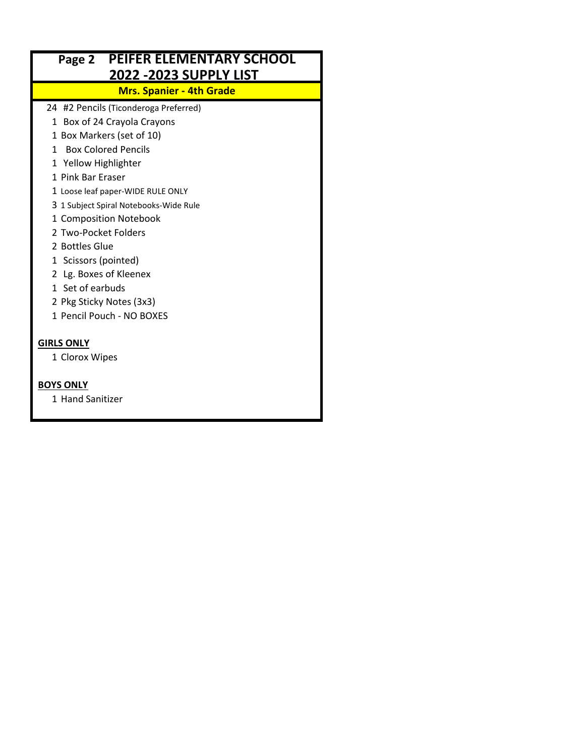# Page 2 PEIFER ELEMENTARY SCHOOL

## 2022 -2023 SUPPLY LIST

**Mrs. Spanier - 4th Grade**

- 24 #2 Pencils (Ticonderoga Preferred)
- 1 Box of 24 Crayola Crayons
- 1 Box Markers (set of 10)
- 1 Box Colored Pencils
- 1 Yellow Highlighter
- 1 Pink Bar Eraser
- 1 Loose leaf paper-WIDE RULE ONLY
- 3 1 Subject Spiral Notebooks-Wide Rule
- 1 Composition Notebook
- 2 Two-Pocket Folders
- 2 Bottles Glue
- 1 Scissors (pointed)
- 2 Lg. Boxes of Kleenex
- 1 Set of earbuds
- 2 Pkg Sticky Notes (3x3)
- 1 Pencil Pouch - NO BOXES

**GIRLS ONLY**

- 1 Clorox Wipes

**BOYS ONLY**

- 1 Hand Sanitizer